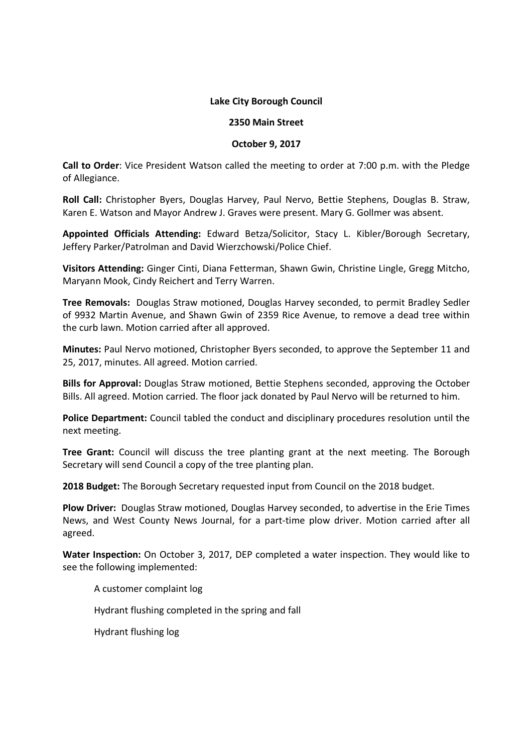**Lake City Borough Council**

**2350 Main Street**

**October 9, 2017**

**Call to Order**: Vice President Watson called the meeting to order at 7:00 p.m. with the Pledge of Allegiance.

**Roll Call:** Christopher Byers, Douglas Harvey, Paul Nervo, Bettie Stephens, Douglas B. Straw, Karen E. Watson and Mayor Andrew J. Graves were present. Mary G. Gollmer was absent.

**Appointed Officials Attending:** Edward Betza/Solicitor, Stacy L. Kibler/Borough Secretary, Jeffery Parker/Patrolman and David Wierzchowski/Police Chief.

**Visitors Attending:** Ginger Cinti, Diana Fetterman, Shawn Gwin, Christine Lingle, Gregg Mitcho, Maryann Mook, Cindy Reichert and Terry Warren.

**Tree Removals:** Douglas Straw motioned, Douglas Harvey seconded, to permit Bradley Sedler of 9932 Martin Avenue, and Shawn Gwin of 2359 Rice Avenue, to remove a dead tree within the curb lawn. Motion carried after all approved.

**Minutes:** Paul Nervo motioned, Christopher Byers seconded, to approve the September 11 and 25, 2017, minutes. All agreed. Motion carried.

**Bills for Approval:** Douglas Straw motioned, Bettie Stephens seconded, approving the October Bills. All agreed. Motion carried. The floor jack donated by Paul Nervo will be returned to him.

**Police Department:** Council tabled the conduct and disciplinary procedures resolution until the next meeting.

**Tree Grant:** Council will discuss the tree planting grant at the next meeting. The Borough Secretary will send Council a copy of the tree planting plan.

**2018 Budget:** The Borough Secretary requested input from Council on the 2018 budget.

**Plow Driver:** Douglas Straw motioned, Douglas Harvey seconded, to advertise in the Erie Times News, and West County News Journal, for a part-time plow driver. Motion carried after all agreed.

**Water Inspection:** On October 3, 2017, DEP completed a water inspection. They would like to see the following implemented:

A customer complaint log

Hydrant flushing completed in the spring and fall

Hydrant flushing log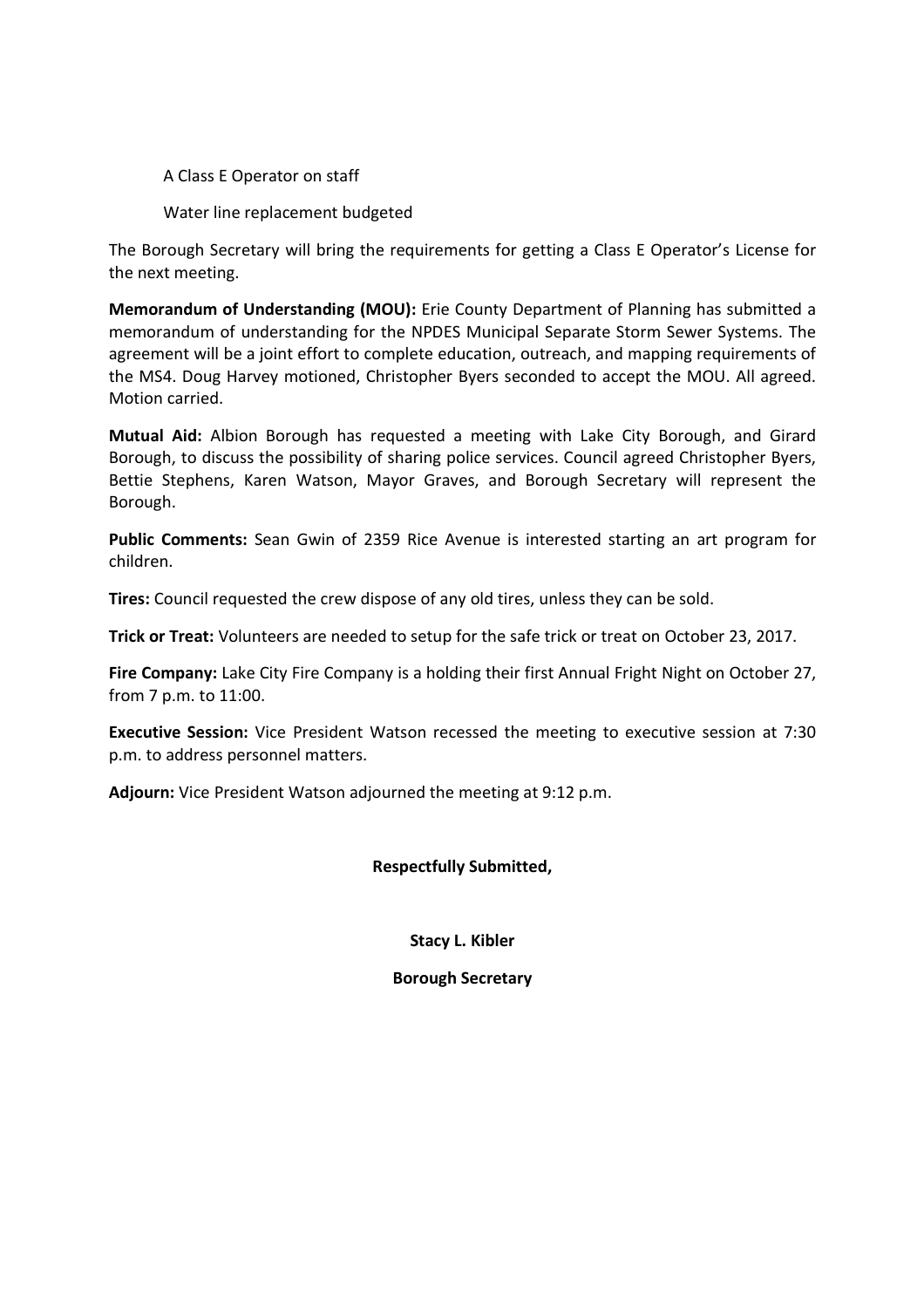A Class E Operator on staff

Water line replacement budgeted

The Borough Secretary will bring the requirements for getting a Class E Operator's License for the next meeting.

**Memorandum of Understanding (MOU):** Erie County Department of Planning has submitted a memorandum of understanding for the NPDES Municipal Separate Storm Sewer Systems. The agreement will be a joint effort to complete education, outreach, and mapping requirements of the MS4. Doug Harvey motioned, Christopher Byers seconded to accept the MOU. All agreed. Motion carried.

**Mutual Aid:** Albion Borough has requested a meeting with Lake City Borough, and Girard Borough, to discuss the possibility of sharing police services. Council agreed Christopher Byers, Bettie Stephens, Karen Watson, Mayor Graves, and Borough Secretary will represent the Borough.

**Public Comments:** Sean Gwin of 2359 Rice Avenue is interested starting an art program for children.

**Tires:** Council requested the crew dispose of any old tires, unless they can be sold.

**Trick or Treat:** Volunteers are needed to setup for the safe trick or treat on October 23, 2017.

**Fire Company:** Lake City Fire Company is a holding their first Annual Fright Night on October 27, from 7 p.m. to 11:00.

**Executive Session:** Vice President Watson recessed the meeting to executive session at 7:30 p.m. to address personnel matters.

**Adjourn:** Vice President Watson adjourned the meeting at 9:12 p.m.

**Respectfully Submitted,**

**Stacy L. Kibler**

**Borough Secretary**